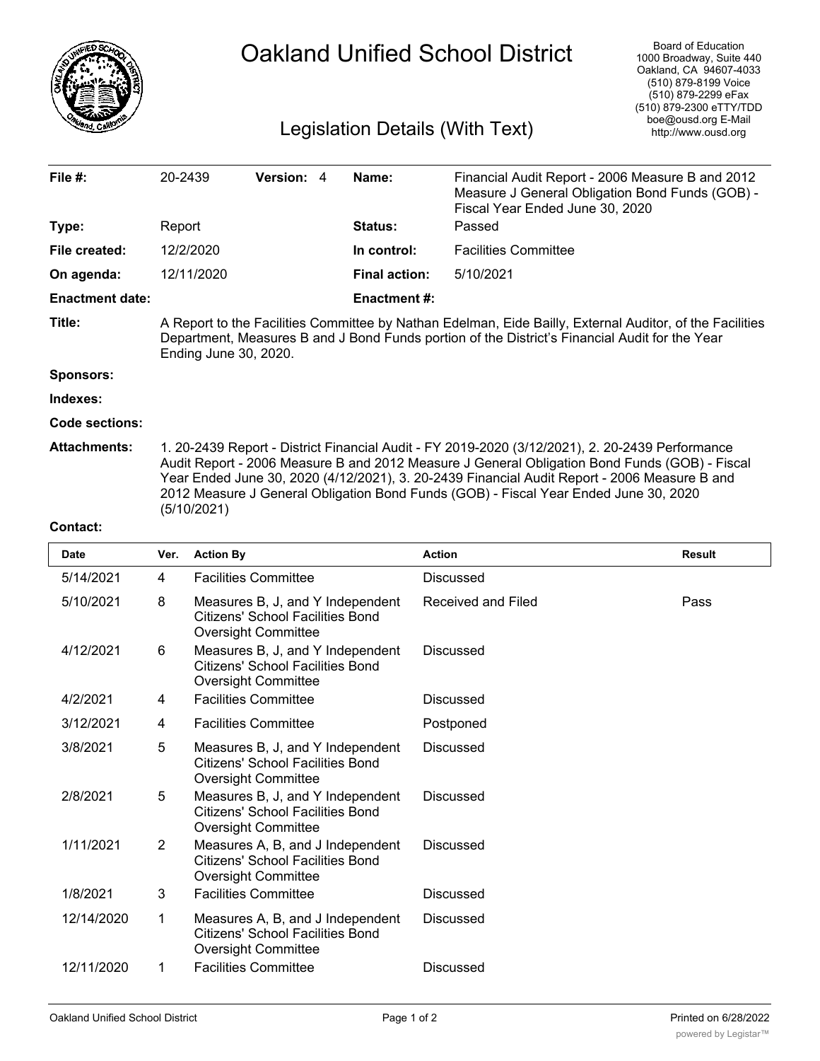# Oakland Unified School District

Board of Education
1000 Broadway, Suite 440
Oakland, CA 94607-4033
(510) 879-8199 Voice
(510) 879-2299 eFax
(510) 879-2300 eTTY/TDD
boe@ousd.org E-Mail
http://www.ousd.org

## Legislation Details (With Text)

| | | | | | |
|---|---|---|---|---|---|
| **File #:** | 20-2439 | **Version:** 4 | | **Name:** | Financial Audit Report - 2006 Measure B and 2012 Measure J General Obligation Bond Funds (GOB) - Fiscal Year Ended June 30, 2020 |
| **Type:** | Report | | | **Status:** | Passed |
| **File created:** | 12/2/2020 | | | **In control:** | Facilities Committee |
| **On agenda:** | 12/11/2020 | | | **Final action:** | 5/10/2021 |
| **Enactment date:** | | | | **Enactment #:** | |

**Title:** A Report to the Facilities Committee by Nathan Edelman, Eide Bailly, External Auditor, of the Facilities Department, Measures B and J Bond Funds portion of the District's Financial Audit for the Year Ending June 30, 2020.

**Sponsors:**

**Indexes:**

**Code sections:**

**Attachments:** 1. 20-2439 Report - District Financial Audit - FY 2019-2020 (3/12/2021), 2. 20-2439 Performance Audit Report - 2006 Measure B and 2012 Measure J General Obligation Bond Funds (GOB) - Fiscal Year Ended June 30, 2020 (4/12/2021), 3. 20-2439 Financial Audit Report - 2006 Measure B and 2012 Measure J General Obligation Bond Funds (GOB) - Fiscal Year Ended June 30, 2020 (5/10/2021)

**Contact:**

| Date | Ver. | Action By | Action | Result |
|---|---|---|---|---|
| 5/14/2021 | 4 | Facilities Committee | Discussed | |
| 5/10/2021 | 8 | Measures B, J, and Y Independent Citizens' School Facilities Bond Oversight Committee | Received and Filed | Pass |
| 4/12/2021 | 6 | Measures B, J, and Y Independent Citizens' School Facilities Bond Oversight Committee | Discussed | |
| 4/2/2021 | 4 | Facilities Committee | Discussed | |
| 3/12/2021 | 4 | Facilities Committee | Postponed | |
| 3/8/2021 | 5 | Measures B, J, and Y Independent Citizens' School Facilities Bond Oversight Committee | Discussed | |
| 2/8/2021 | 5 | Measures B, J, and Y Independent Citizens' School Facilities Bond Oversight Committee | Discussed | |
| 1/11/2021 | 2 | Measures A, B, and J Independent Citizens' School Facilities Bond Oversight Committee | Discussed | |
| 1/8/2021 | 3 | Facilities Committee | Discussed | |
| 12/14/2020 | 1 | Measures A, B, and J Independent Citizens' School Facilities Bond Oversight Committee | Discussed | |
| 12/11/2020 | 1 | Facilities Committee | Discussed | |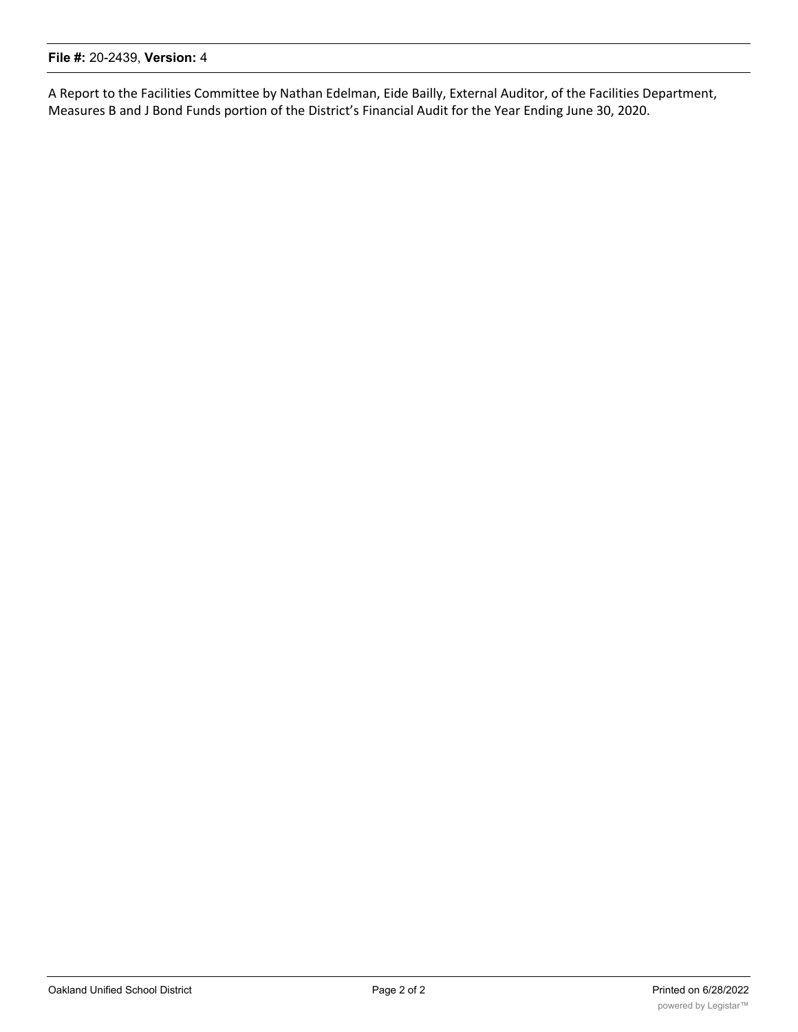**File #:** 20-2439, **Version:** 4

A Report to the Facilities Committee by Nathan Edelman, Eide Bailly, External Auditor, of the Facilities Department, Measures B and J Bond Funds portion of the District's Financial Audit for the Year Ending June 30, 2020.